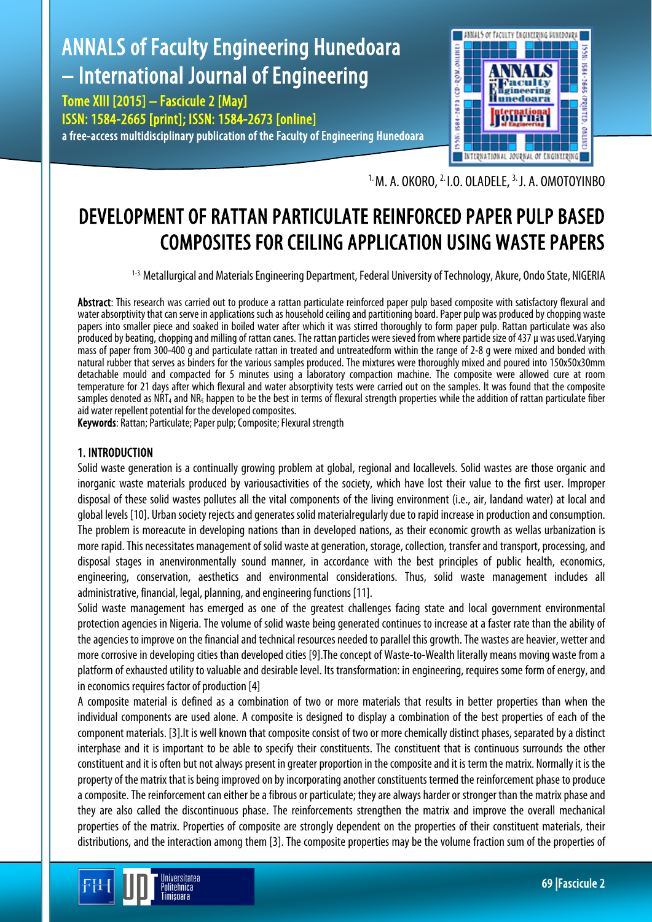[1.] M. A. OKORO, [2.] I.O. OLADELE, [3.] J. A. OMOTOYINBO

# DEVELOPMENT OF RATTAN PARTICULATE REINFORCED PAPER PULP BASED COMPOSITES FOR CEILING APPLICATION USING WASTE PAPERS

[1-3.] Metallurgical and Materials Engineering Department, Federal University of Technology, Akure, Ondo State, NIGERIA

**Abstract**: This research was carried out to produce a rattan particulate reinforced paper pulp based composite with satisfactory flexural and water absorptivity that can serve in applications such as household ceiling and partitioning board. Paper pulp was produced by chopping waste papers into smaller piece and soaked in boiled water after which it was stirred thoroughly to form paper pulp. Rattan particulate was also produced by beating, chopping and milling of rattan canes. The rattan particles were sieved from where particle size of 437 µ was used.Varying mass of paper from 300-400 g and particulate rattan in treated and untreatedform within the range of 2-8 g were mixed and bonded with natural rubber that serves as binders for the various samples produced. The mixtures were thoroughly mixed and poured into 150x50x30mm detachable mould and compacted for 5 minutes using a laboratory compaction machine. The composite were allowed cure at room temperature for 21 days after which flexural and water absorptivity tests were carried out on the samples. It was found that the composite samples denoted as $NRT_4$ and $NR_5$ happen to be the best in terms of flexural strength properties while the addition of rattan particulate fiber aid water repellent potential for the developed composites.

**Keywords**: Rattan; Particulate; Paper pulp; Composite; Flexural strength

## 1. INTRODUCTION

Solid waste generation is a continually growing problem at global, regional and locallevels. Solid wastes are those organic and inorganic waste materials produced by variousactivities of the society, which have lost their value to the first user. Improper disposal of these solid wastes pollutes all the vital components of the living environment (i.e., air, landand water) at local and global levels [10]. Urban society rejects and generates solid materialregularly due to rapid increase in production and consumption. The problem is moreacute in developing nations than in developed nations, as their economic growth as wellas urbanization is more rapid. This necessitates management of solid waste at generation, storage, collection, transfer and transport, processing, and disposal stages in anenvironmentally sound manner, in accordance with the best principles of public health, economics, engineering, conservation, aesthetics and environmental considerations. Thus, solid waste management includes all administrative, financial, legal, planning, and engineering functions [11].

Solid waste management has emerged as one of the greatest challenges facing state and local government environmental protection agencies in Nigeria. The volume of solid waste being generated continues to increase at a faster rate than the ability of the agencies to improve on the financial and technical resources needed to parallel this growth. The wastes are heavier, wetter and more corrosive in developing cities than developed cities [9].The concept of Waste-to-Wealth literally means moving waste from a platform of exhausted utility to valuable and desirable level. Its transformation: in engineering, requires some form of energy, and in economics requires factor of production [4]

A composite material is defined as a combination of two or more materials that results in better properties than when the individual components are used alone. A composite is designed to display a combination of the best properties of each of the component materials. [3].It is well known that composite consist of two or more chemically distinct phases, separated by a distinct interphase and it is important to be able to specify their constituents. The constituent that is continuous surrounds the other constituent and it is often but not always present in greater proportion in the composite and it is term the matrix. Normally it is the property of the matrix that is being improved on by incorporating another constituents termed the reinforcement phase to produce a composite. The reinforcement can either be a fibrous or particulate; they are always harder or stronger than the matrix phase and they are also called the discontinuous phase. The reinforcements strengthen the matrix and improve the overall mechanical properties of the matrix. Properties of composite are strongly dependent on the properties of their constituent materials, their distributions, and the interaction among them [3]. The composite properties may be the volume fraction sum of the properties of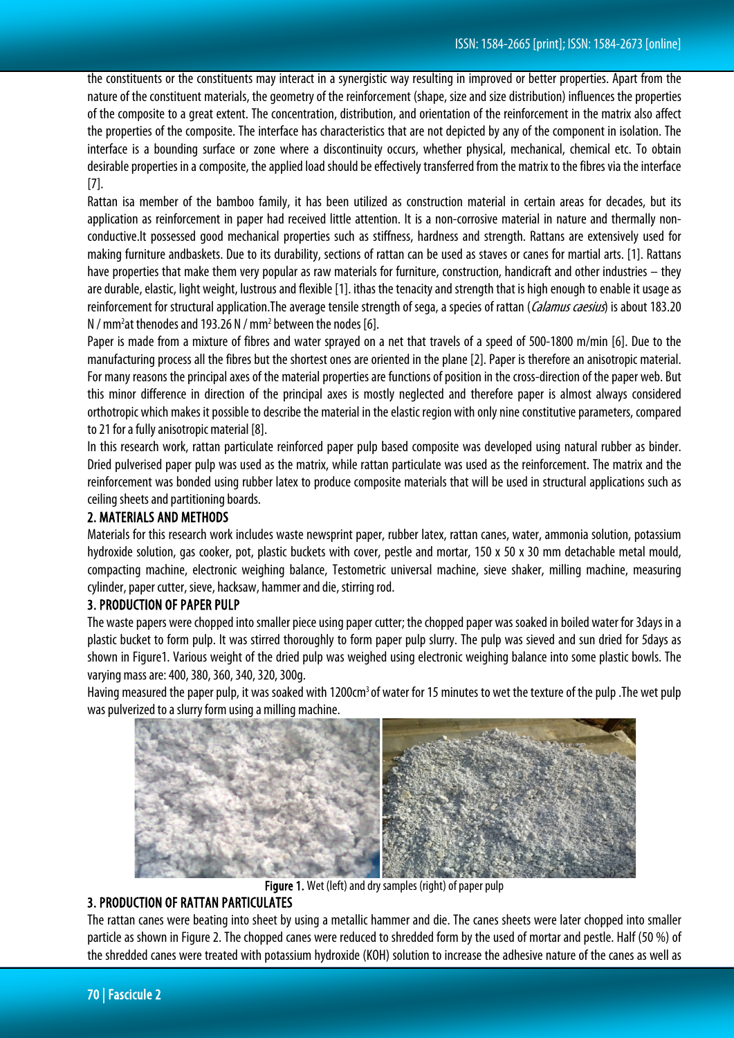the constituents or the constituents may interact in a synergistic way resulting in improved or better properties. Apart from the nature of the constituent materials, the geometry of the reinforcement (shape, size and size distribution) influences the properties of the composite to a great extent. The concentration, distribution, and orientation of the reinforcement in the matrix also affect the properties of the composite. The interface has characteristics that are not depicted by any of the component in isolation. The interface is a bounding surface or zone where a discontinuity occurs, whether physical, mechanical, chemical etc. To obtain desirable properties in a composite, the applied load should be effectively transferred from the matrix to the fibres via the interface [7].

Rattan isa member of the bamboo family, it has been utilized as construction material in certain areas for decades, but its application as reinforcement in paper had received little attention. It is a non-corrosive material in nature and thermally non-conductive.It possessed good mechanical properties such as stiffness, hardness and strength. Rattans are extensively used for making furniture andbaskets. Due to its durability, sections of rattan can be used as staves or canes for martial arts. [1]. Rattans have properties that make them very popular as raw materials for furniture, construction, handicraft and other industries – they are durable, elastic, light weight, lustrous and flexible [1]. ithas the tenacity and strength that is high enough to enable it usage as reinforcement for structural application.The average tensile strength of sega, a species of rattan (*Calamus caesius*) is about 183.20 N / mm$^2$at thenodes and 193.26 N / mm$^2$ between the nodes [6].

Paper is made from a mixture of fibres and water sprayed on a net that travels of a speed of 500-1800 m/min [6]. Due to the manufacturing process all the fibres but the shortest ones are oriented in the plane [2]. Paper is therefore an anisotropic material. For many reasons the principal axes of the material properties are functions of position in the cross-direction of the paper web. But this minor difference in direction of the principal axes is mostly neglected and therefore paper is almost always considered orthotropic which makes it possible to describe the material in the elastic region with only nine constitutive parameters, compared to 21 for a fully anisotropic material [8].

In this research work, rattan particulate reinforced paper pulp based composite was developed using natural rubber as binder. Dried pulverised paper pulp was used as the matrix, while rattan particulate was used as the reinforcement. The matrix and the reinforcement was bonded using rubber latex to produce composite materials that will be used in structural applications such as ceiling sheets and partitioning boards.

## 2. MATERIALS AND METHODS

Materials for this research work includes waste newsprint paper, rubber latex, rattan canes, water, ammonia solution, potassium hydroxide solution, gas cooker, pot, plastic buckets with cover, pestle and mortar, 150 x 50 x 30 mm detachable metal mould, compacting machine, electronic weighing balance, Testometric universal machine, sieve shaker, milling machine, measuring cylinder, paper cutter, sieve, hacksaw, hammer and die, stirring rod.

## 3. PRODUCTION OF PAPER PULP

The waste papers were chopped into smaller piece using paper cutter; the chopped paper was soaked in boiled water for 3days in a plastic bucket to form pulp. It was stirred thoroughly to form paper pulp slurry. The pulp was sieved and sun dried for 5days as shown in Figure1. Various weight of the dried pulp was weighed using electronic weighing balance into some plastic bowls. The varying mass are: 400, 380, 360, 340, 320, 300g.

Having measured the paper pulp, it was soaked with 1200cm$^3$ of water for 15 minutes to wet the texture of the pulp .The wet pulp was pulverized to a slurry form using a milling machine.

**Figure 1.** Wet (left) and dry samples (right) of paper pulp

## 3. PRODUCTION OF RATTAN PARTICULATES

The rattan canes were beating into sheet by using a metallic hammer and die. The canes sheets were later chopped into smaller particle as shown in Figure 2. The chopped canes were reduced to shredded form by the used of mortar and pestle. Half (50 %) of the shredded canes were treated with potassium hydroxide (KOH) solution to increase the adhesive nature of the canes as well as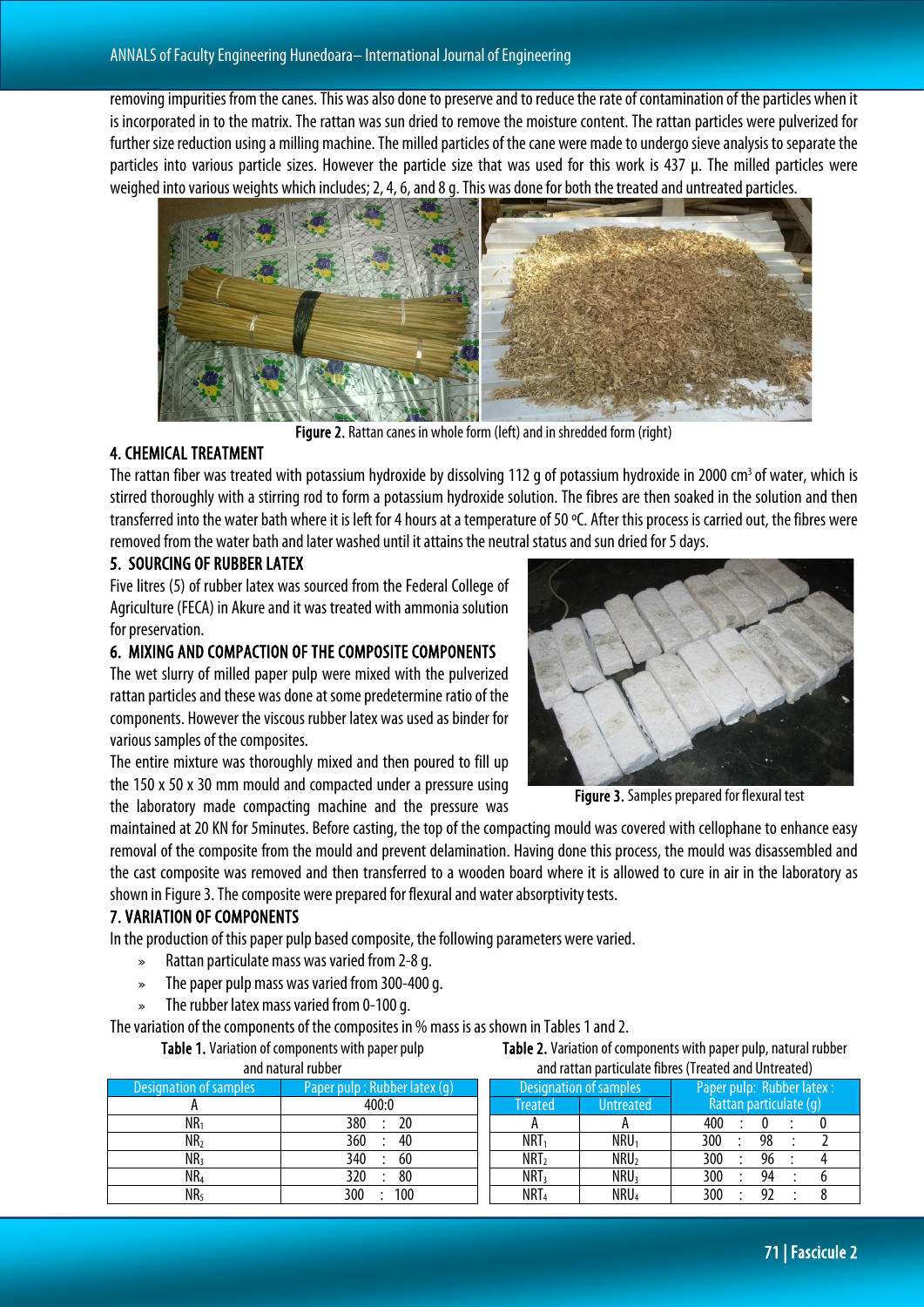removing impurities from the canes. This was also done to preserve and to reduce the rate of contamination of the particles when it is incorporated in to the matrix. The rattan was sun dried to remove the moisture content. The rattan particles were pulverized for further size reduction using a milling machine. The milled particles of the cane were made to undergo sieve analysis to separate the particles into various particle sizes. However the particle size that was used for this work is 437 µ. The milled particles were weighed into various weights which includes; 2, 4, 6, and 8 g. This was done for both the treated and untreated particles.

**Figure 2.** Rattan canes in whole form (left) and in shredded form (right)

## 4. CHEMICAL TREATMENT

The rattan fiber was treated with potassium hydroxide by dissolving 112 g of potassium hydroxide in 2000 $cm^3$ of water, which is stirred thoroughly with a stirring rod to form a potassium hydroxide solution. The fibres are then soaked in the solution and then transferred into the water bath where it is left for 4 hours at a temperature of 50 ºC. After this process is carried out, the fibres were removed from the water bath and later washed until it attains the neutral status and sun dried for 5 days.

## 5. SOURCING OF RUBBER LATEX

Five litres (5) of rubber latex was sourced from the Federal College of Agriculture (FECA) in Akure and it was treated with ammonia solution for preservation.

## 6. MIXING AND COMPACTION OF THE COMPOSITE COMPONENTS

The wet slurry of milled paper pulp were mixed with the pulverized rattan particles and these was done at some predetermine ratio of the components. However the viscous rubber latex was used as binder for various samples of the composites.

The entire mixture was thoroughly mixed and then poured to fill up the 150 x 50 x 30 mm mould and compacted under a pressure using the laboratory made compacting machine and the pressure was maintained at 20 KN for 5minutes. Before casting, the top of the compacting mould was covered with cellophane to enhance easy removal of the composite from the mould and prevent delamination. Having done this process, the mould was disassembled and the cast composite was removed and then transferred to a wooden board where it is allowed to cure in air in the laboratory as shown in Figure 3. The composite were prepared for flexural and water absorptivity tests.

**Figure 3.** Samples prepared for flexural test

## 7. VARIATION OF COMPONENTS

In the production of this paper pulp based composite, the following parameters were varied.

- Rattan particulate mass was varied from 2-8 g.
- The paper pulp mass was varied from 300-400 g.
- The rubber latex mass varied from 0-100 g.

The variation of the components of the composites in % mass is as shown in Tables 1 and 2.

**Table 1.** Variation of components with paper pulp and natural rubber

| Designation of samples | Paper pulp : Rubber latex (g) |
|---|---|
| A | 400:0 |
| $NR_1$ | 380 : 20 |
| $NR_2$ | 360 : 40 |
| $NR_3$ | 340 : 60 |
| $NR_4$ | 320 : 80 |
| $NR_5$ | 300 : 100 |

**Table 2.** Variation of components with paper pulp, natural rubber and rattan particulate fibres (Treated and Untreated)

| Designation of samples | | Paper pulp: Rubber latex : Rattan particulate (g) |
|---|---|---|
| Treated | Untreated | |
| A | A | 400 : 0 : 0 |
| $NRT_1$ | $NRU_1$ | 300 : 98 : 2 |
| $NRT_2$ | $NRU_2$ | 300 : 96 : 4 |
| $NRT_3$ | $NRU_3$ | 300 : 94 : 6 |
| $NRT_4$ | $NRU_4$ | 300 : 92 : 8 |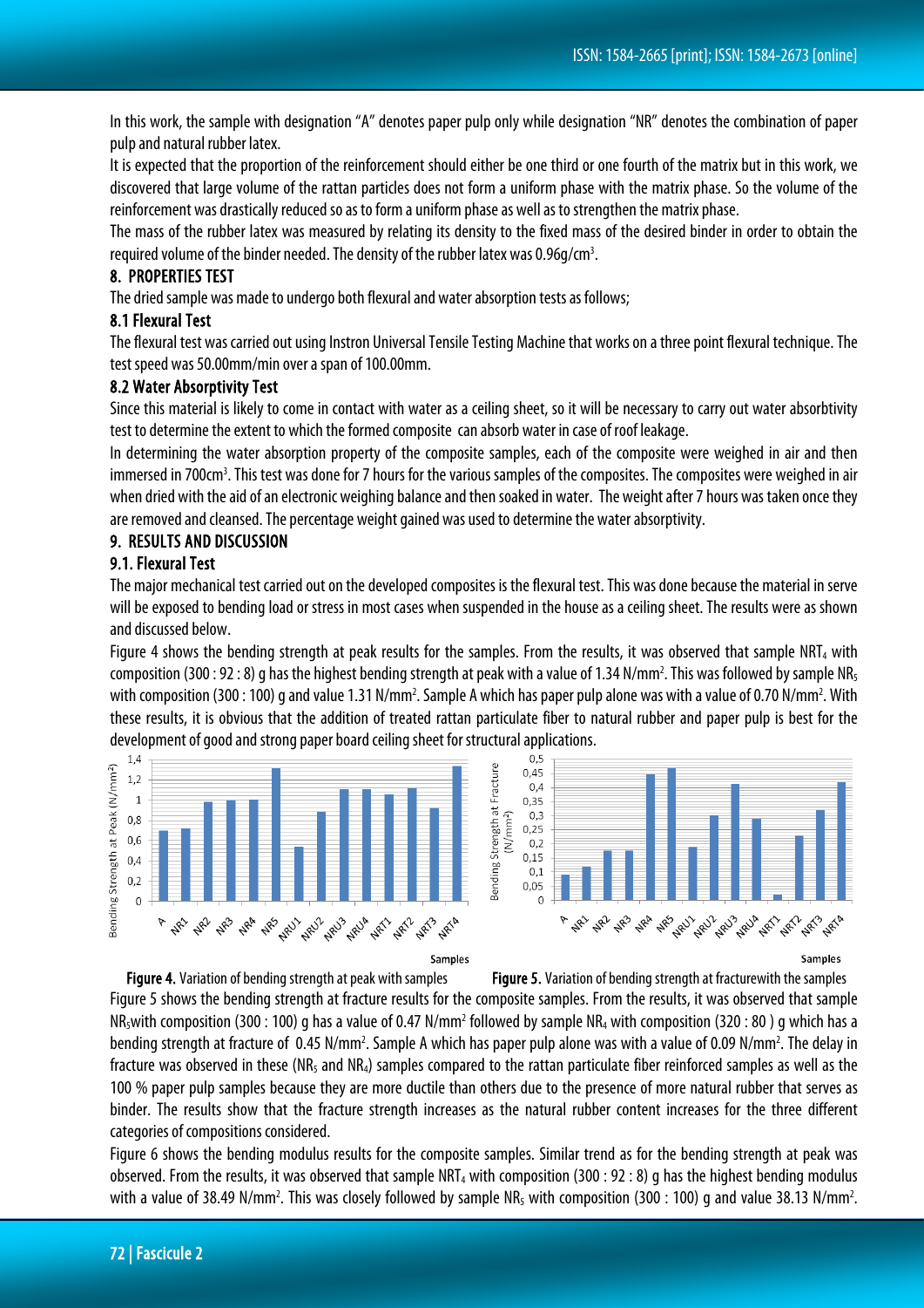In this work, the sample with designation "A" denotes paper pulp only while designation "NR" denotes the combination of paper pulp and natural rubber latex.

It is expected that the proportion of the reinforcement should either be one third or one fourth of the matrix but in this work, we discovered that large volume of the rattan particles does not form a uniform phase with the matrix phase. So the volume of the reinforcement was drastically reduced so as to form a uniform phase as well as to strengthen the matrix phase.

The mass of the rubber latex was measured by relating its density to the fixed mass of the desired binder in order to obtain the required volume of the binder needed. The density of the rubber latex was 0.96g/cm$^3$.

## 8. PROPERTIES TEST

The dried sample was made to undergo both flexural and water absorption tests as follows;

### 8.1 Flexural Test

The flexural test was carried out using Instron Universal Tensile Testing Machine that works on a three point flexural technique. The test speed was 50.00mm/min over a span of 100.00mm.

### 8.2 Water Absorptivity Test

Since this material is likely to come in contact with water as a ceiling sheet, so it will be necessary to carry out water absorbtivity test to determine the extent to which the formed composite can absorb water in case of roof leakage.

In determining the water absorption property of the composite samples, each of the composite were weighed in air and then immersed in 700cm$^3$. This test was done for 7 hours for the various samples of the composites. The composites were weighed in air when dried with the aid of an electronic weighing balance and then soaked in water. The weight after 7 hours was taken once they are removed and cleansed. The percentage weight gained was used to determine the water absorptivity.

## 9. RESULTS AND DISCUSSION

### 9.1. Flexural Test

The major mechanical test carried out on the developed composites is the flexural test. This was done because the material in serve will be exposed to bending load or stress in most cases when suspended in the house as a ceiling sheet. The results were as shown and discussed below.

Figure 4 shows the bending strength at peak results for the samples. From the results, it was observed that sample $NRT_4$ with composition (300 : 92 : 8) g has the highest bending strength at peak with a value of 1.34 N/mm$^2$. This was followed by sample $NR_5$ with composition (300 : 100) g and value 1.31 N/mm$^2$. Sample A which has paper pulp alone was with a value of 0.70 N/mm$^2$. With these results, it is obvious that the addition of treated rattan particulate fiber to natural rubber and paper pulp is best for the development of good and strong paper board ceiling sheet for structural applications.

**Figure 4.** Variation of bending strength at peak with samples

**Figure 5.** Variation of bending strength at fracturewith the samples

Figure 5 shows the bending strength at fracture results for the composite samples. From the results, it was observed that sample $NR_5$with composition (300 : 100) g has a value of 0.47 N/mm$^2$ followed by sample $NR_4$ with composition (320 : 80 ) g which has a bending strength at fracture of 0.45 N/mm$^2$. Sample A which has paper pulp alone was with a value of 0.09 N/mm$^2$. The delay in fracture was observed in these ($NR_5$ and $NR_4$) samples compared to the rattan particulate fiber reinforced samples as well as the 100 % paper pulp samples because they are more ductile than others due to the presence of more natural rubber that serves as binder. The results show that the fracture strength increases as the natural rubber content increases for the three different categories of compositions considered.

Figure 6 shows the bending modulus results for the composite samples. Similar trend as for the bending strength at peak was observed. From the results, it was observed that sample $NRT_4$ with composition (300 : 92 : 8) g has the highest bending modulus with a value of 38.49 N/mm$^2$. This was closely followed by sample $NR_5$ with composition (300 : 100) g and value 38.13 N/mm$^2$.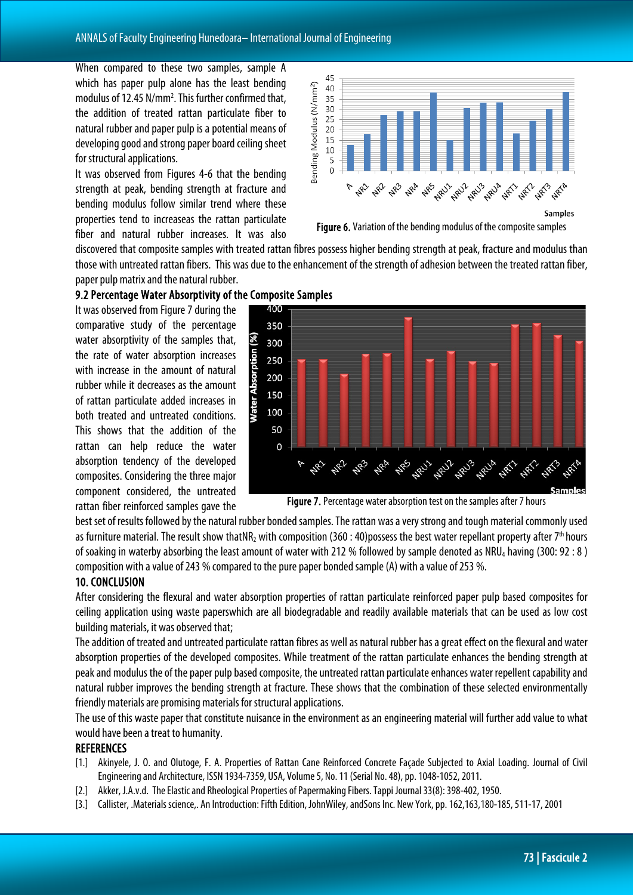When compared to these two samples, sample A which has paper pulp alone has the least bending modulus of 12.45 N/mm$^2$. This further confirmed that, the addition of treated rattan particulate fiber to natural rubber and paper pulp is a potential means of developing good and strong paper board ceiling sheet for structural applications.

It was observed from Figures 4-6 that the bending strength at peak, bending strength at fracture and bending modulus follow similar trend where these properties tend to increaseas the rattan particulate fiber and natural rubber increases. It was also discovered that composite samples with treated rattan fibres possess higher bending strength at peak, fracture and modulus than those with untreated rattan fibers. This was due to the enhancement of the strength of adhesion between the treated rattan fiber, paper pulp matrix and the natural rubber.

**Figure 6.** Variation of the bending modulus of the composite samples

### 9.2 Percentage Water Absorptivity of the Composite Samples

It was observed from Figure 7 during the comparative study of the percentage water absorptivity of the samples that, the rate of water absorption increases with increase in the amount of natural rubber while it decreases as the amount of rattan particulate added increases in both treated and untreated conditions. This shows that the addition of the rattan can help reduce the water absorption tendency of the developed composites. Considering the three major component considered, the untreated rattan fiber reinforced samples gave the best set of results followed by the natural rubber bonded samples. The rattan was a very strong and tough material commonly used as furniture material. The result show that$NR_2$ with composition (360 : 40)possess the best water repellant property after 7$^{th}$ hours of soaking in waterby absorbing the least amount of water with 212 % followed by sample denoted as $NRU_4$ having (300: 92 : 8 ) composition with a value of 243 % compared to the pure paper bonded sample (A) with a value of 253 %.

**Figure 7.** Percentage water absorption test on the samples after 7 hours

## 10. CONCLUSION

After considering the flexural and water absorption properties of rattan particulate reinforced paper pulp based composites for ceiling application using waste paperswhich are all biodegradable and readily available materials that can be used as low cost building materials, it was observed that;

The addition of treated and untreated particulate rattan fibres as well as natural rubber has a great effect on the flexural and water absorption properties of the developed composites. While treatment of the rattan particulate enhances the bending strength at peak and modulus the of the paper pulp based composite, the untreated rattan particulate enhances water repellent capability and natural rubber improves the bending strength at fracture. These shows that the combination of these selected environmentally friendly materials are promising materials for structural applications.

The use of this waste paper that constitute nuisance in the environment as an engineering material will further add value to what would have been a treat to humanity.

## REFERENCES

[1.] Akinyele, J. O. and Olutoge, F. A. Properties of Rattan Cane Reinforced Concrete Façade Subjected to Axial Loading. Journal of Civil Engineering and Architecture, ISSN 1934-7359, USA, Volume 5, No. 11 (Serial No. 48), pp. 1048-1052, 2011.

[2.] Akker, J.A.v.d. The Elastic and Rheological Properties of Papermaking Fibers. Tappi Journal 33(8): 398-402, 1950.

[3.] Callister, .Materials science,. An Introduction: Fifth Edition, JohnWiley, andSons Inc. New York, pp. 162,163,180-185, 511-17, 2001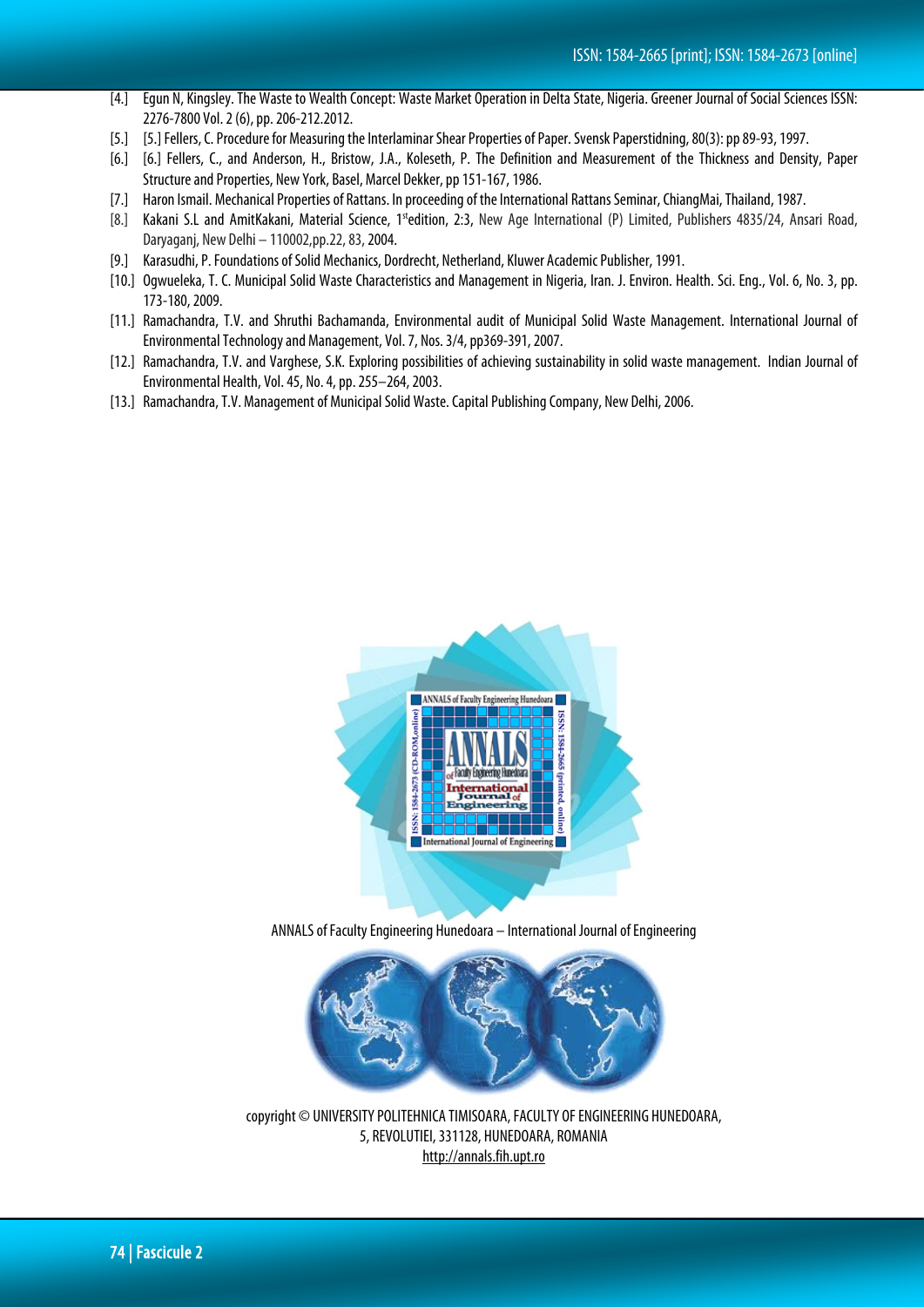[4.] Egun N, Kingsley. The Waste to Wealth Concept: Waste Market Operation in Delta State, Nigeria. Greener Journal of Social Sciences ISSN: 2276-7800 Vol. 2 (6), pp. 206-212.2012.

[5.] [5.] Fellers, C. Procedure for Measuring the Interlaminar Shear Properties of Paper. Svensk Paperstidning, 80(3): pp 89-93, 1997.

[6.] [6.] Fellers, C., and Anderson, H., Bristow, J.A., Koleseth, P. The Definition and Measurement of the Thickness and Density, Paper Structure and Properties, New York, Basel, Marcel Dekker, pp 151-167, 1986.

[7.] Haron Ismail. Mechanical Properties of Rattans. In proceeding of the International Rattans Seminar, ChiangMai, Thailand, 1987.

[8.] Kakani S.L and AmitKakani, Material Science, 1stedition, 2:3, New Age International (P) Limited, Publishers 4835/24, Ansari Road, Daryaganj, New Delhi – 110002,pp.22, 83, 2004.

[9.] Karasudhi, P. Foundations of Solid Mechanics, Dordrecht, Netherland, Kluwer Academic Publisher, 1991.

[10.] Ogwueleka, T. C. Municipal Solid Waste Characteristics and Management in Nigeria, Iran. J. Environ. Health. Sci. Eng., Vol. 6, No. 3, pp. 173-180, 2009.

[11.] Ramachandra, T.V. and Shruthi Bachamanda, Environmental audit of Municipal Solid Waste Management. International Journal of Environmental Technology and Management, Vol. 7, Nos. 3/4, pp369-391, 2007.

[12.] Ramachandra, T.V. and Varghese, S.K. Exploring possibilities of achieving sustainability in solid waste management. Indian Journal of Environmental Health, Vol. 45, No. 4, pp. 255–264, 2003.

[13.] Ramachandra, T.V. Management of Municipal Solid Waste. Capital Publishing Company, New Delhi, 2006.

ANNALS of Faculty Engineering Hunedoara – International Journal of Engineering

copyright © UNIVERSITY POLITEHNICA TIMISOARA, FACULTY OF ENGINEERING HUNEDOARA,
5, REVOLUTIEI, 331128, HUNEDOARA, ROMANIA
http://annals.fih.upt.ro